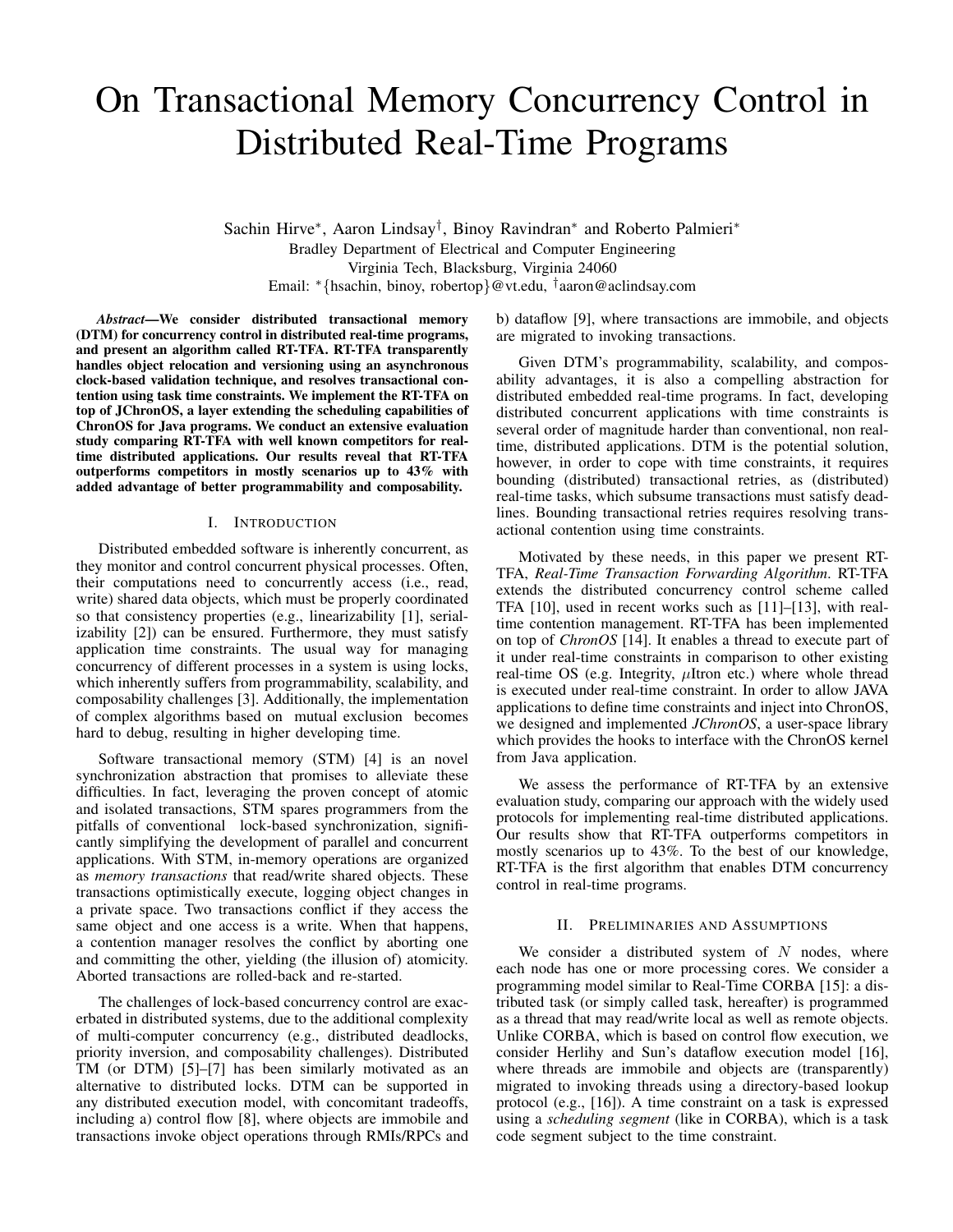# On Transactional Memory Concurrency Control in Distributed Real-Time Programs

Sachin Hirve*, Aaron Lindsay†, Binoy Ravindran* and Roberto Palmieri*

Bradley Department of Electrical and Computer Engineering
Virginia Tech, Blacksburg, Virginia 24060
Email: *{hsachin, binoy, robertop}@vt.edu, †aaron@aclindsay.com

***Abstract*—We consider distributed transactional memory (DTM) for concurrency control in distributed real-time programs, and present an algorithm called RT-TFA. RT-TFA transparently handles object relocation and versioning using an asynchronous clock-based validation technique, and resolves transactional contention using task time constraints. We implement the RT-TFA on top of JChronOS, a layer extending the scheduling capabilities of ChronOS for Java programs. We conduct an extensive evaluation study comparing RT-TFA with well known competitors for real-time distributed applications. Our results reveal that RT-TFA outperforms competitors in mostly scenarios up to 43% with added advantage of better programmability and composability.**

## I. Introduction

Distributed embedded software is inherently concurrent, as they monitor and control concurrent physical processes. Often, their computations need to concurrently access (i.e., read, write) shared data objects, which must be properly coordinated so that consistency properties (e.g., linearizability [1], serializability [2]) can be ensured. Furthermore, they must satisfy application time constraints. The usual way for managing concurrency of different processes in a system is using locks, which inherently suffers from programmability, scalability, and composability challenges [3]. Additionally, the implementation of complex algorithms based on mutual exclusion becomes hard to debug, resulting in higher developing time.

Software transactional memory (STM) [4] is an novel synchronization abstraction that promises to alleviate these difficulties. In fact, leveraging the proven concept of atomic and isolated transactions, STM spares programmers from the pitfalls of conventional lock-based synchronization, significantly simplifying the development of parallel and concurrent applications. With STM, in-memory operations are organized as *memory transactions* that read/write shared objects. These transactions optimistically execute, logging object changes in a private space. Two transactions conflict if they access the same object and one access is a write. When that happens, a contention manager resolves the conflict by aborting one and committing the other, yielding (the illusion of) atomicity. Aborted transactions are rolled-back and re-started.

The challenges of lock-based concurrency control are exacerbated in distributed systems, due to the additional complexity of multi-computer concurrency (e.g., distributed deadlocks, priority inversion, and composability challenges). Distributed TM (or DTM) [5]–[7] has been similarly motivated as an alternative to distributed locks. DTM can be supported in any distributed execution model, with concomitant tradeoffs, including a) control flow [8], where objects are immobile and transactions invoke object operations through RMIs/RPCs and b) dataflow [9], where transactions are immobile, and objects are migrated to invoking transactions.

Given DTM's programmability, scalability, and composability advantages, it is also a compelling abstraction for distributed embedded real-time programs. In fact, developing distributed concurrent applications with time constraints is several order of magnitude harder than conventional, non real-time, distributed applications. DTM is the potential solution, however, in order to cope with time constraints, it requires bounding (distributed) transactional retries, as (distributed) real-time tasks, which subsume transactions must satisfy deadlines. Bounding transactional retries requires resolving transactional contention using time constraints.

Motivated by these needs, in this paper we present RT-TFA, *Real-Time Transaction Forwarding Algorithm*. RT-TFA extends the distributed concurrency control scheme called TFA [10], used in recent works such as [11]–[13], with real-time contention management. RT-TFA has been implemented on top of *ChronOS* [14]. It enables a thread to execute part of it under real-time constraints in comparison to other existing real-time OS (e.g. Integrity, $\mu$Itron etc.) where whole thread is executed under real-time constraint. In order to allow JAVA applications to define time constraints and inject into ChronOS, we designed and implemented *JChronOS*, a user-space library which provides the hooks to interface with the ChronOS kernel from Java application.

We assess the performance of RT-TFA by an extensive evaluation study, comparing our approach with the widely used protocols for implementing real-time distributed applications. Our results show that RT-TFA outperforms competitors in mostly scenarios up to 43%. To the best of our knowledge, RT-TFA is the first algorithm that enables DTM concurrency control in real-time programs.

## II. Preliminaries and Assumptions

We consider a distributed system of $N$ nodes, where each node has one or more processing cores. We consider a programming model similar to Real-Time CORBA [15]: a distributed task (or simply called task, hereafter) is programmed as a thread that may read/write local as well as remote objects. Unlike CORBA, which is based on control flow execution, we consider Herlihy and Sun's dataflow execution model [16], where threads are immobile and objects are (transparently) migrated to invoking threads using a directory-based lookup protocol (e.g., [16]). A time constraint on a task is expressed using a *scheduling segment* (like in CORBA), which is a task code segment subject to the time constraint.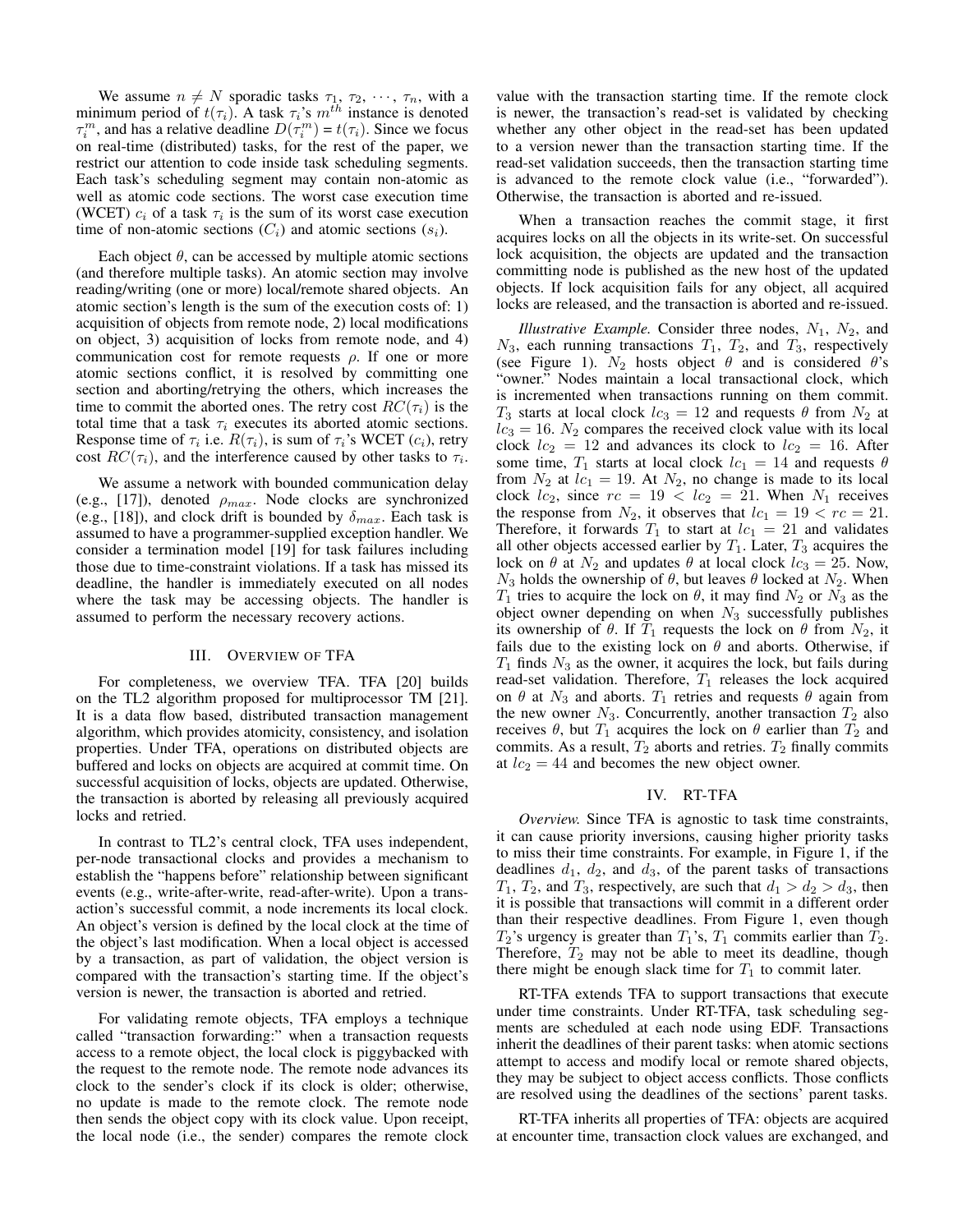We assume $n \neq N$ sporadic tasks $\tau_1$, $\tau_2$, $\cdots$, $\tau_n$, with a minimum period of $t(\tau_i)$. A task $\tau_i$'s $m^{th}$ instance is denoted $\tau_i^m$, and has a relative deadline $D(\tau_i^m) = t(\tau_i)$. Since we focus on real-time (distributed) tasks, for the rest of the paper, we restrict our attention to code inside task scheduling segments. Each task's scheduling segment may contain non-atomic as well as atomic code sections. The worst case execution time (WCET) $c_i$ of a task $\tau_i$ is the sum of its worst case execution time of non-atomic sections ($C_i$) and atomic sections ($s_i$).

Each object $\theta$, can be accessed by multiple atomic sections (and therefore multiple tasks). An atomic section may involve reading/writing (one or more) local/remote shared objects. An atomic section's length is the sum of the execution costs of: 1) acquisition of objects from remote node, 2) local modifications on object, 3) acquisition of locks from remote node, and 4) communication cost for remote requests $\rho$. If one or more atomic sections conflict, it is resolved by committing one section and aborting/retrying the others, which increases the time to commit the aborted ones. The retry cost $RC(\tau_i)$ is the total time that a task $\tau_i$ executes its aborted atomic sections. Response time of $\tau_i$ i.e. $R(\tau_i)$, is sum of $\tau_i$'s WCET ($c_i$), retry cost $RC(\tau_i)$, and the interference caused by other tasks to $\tau_i$.

We assume a network with bounded communication delay (e.g., [17]), denoted $\rho_{max}$. Node clocks are synchronized (e.g., [18]), and clock drift is bounded by $\delta_{max}$. Each task is assumed to have a programmer-supplied exception handler. We consider a termination model [19] for task failures including those due to time-constraint violations. If a task has missed its deadline, the handler is immediately executed on all nodes where the task may be accessing objects. The handler is assumed to perform the necessary recovery actions.

## III. Overview of TFA

For completeness, we overview TFA. TFA [20] builds on the TL2 algorithm proposed for multiprocessor TM [21]. It is a data flow based, distributed transaction management algorithm, which provides atomicity, consistency, and isolation properties. Under TFA, operations on distributed objects are buffered and locks on objects are acquired at commit time. On successful acquisition of locks, objects are updated. Otherwise, the transaction is aborted by releasing all previously acquired locks and retried.

In contrast to TL2's central clock, TFA uses independent, per-node transactional clocks and provides a mechanism to establish the "happens before" relationship between significant events (e.g., write-after-write, read-after-write). Upon a transaction's successful commit, a node increments its local clock. An object's version is defined by the local clock at the time of the object's last modification. When a local object is accessed by a transaction, as part of validation, the object version is compared with the transaction's starting time. If the object's version is newer, the transaction is aborted and retried.

For validating remote objects, TFA employs a technique called "transaction forwarding:" when a transaction requests access to a remote object, the local clock is piggybacked with the request to the remote node. The remote node advances its clock to the sender's clock if its clock is older; otherwise, no update is made to the remote clock. The remote node then sends the object copy with its clock value. Upon receipt, the local node (i.e., the sender) compares the remote clock value with the transaction starting time. If the remote clock is newer, the transaction's read-set is validated by checking whether any other object in the read-set has been updated to a version newer than the transaction starting time. If the read-set validation succeeds, then the transaction starting time is advanced to the remote clock value (i.e., "forwarded"). Otherwise, the transaction is aborted and re-issued.

When a transaction reaches the commit stage, it first acquires locks on all the objects in its write-set. On successful lock acquisition, the objects are updated and the transaction committing node is published as the new host of the updated objects. If lock acquisition fails for any object, all acquired locks are released, and the transaction is aborted and re-issued.

*Illustrative Example.* Consider three nodes, $N_1$, $N_2$, and $N_3$, each running transactions $T_1$, $T_2$, and $T_3$, respectively (see Figure 1). $N_2$ hosts object $\theta$ and is considered $\theta$'s "owner." Nodes maintain a local transactional clock, which is incremented when transactions running on them commit. $T_3$ starts at local clock $lc_3 = 12$ and requests $\theta$ from $N_2$ at $lc_3 = 16$. $N_2$ compares the received clock value with its local clock $lc_2 = 12$ and advances its clock to $lc_2 = 16$. After some time, $T_1$ starts at local clock $lc_1 = 14$ and requests $\theta$ from $N_2$ at $lc_1 = 19$. At $N_2$, no change is made to its local clock $lc_2$, since $rc = 19 < lc_2 = 21$. When $N_1$ receives the response from $N_2$, it observes that $lc_1 = 19 < rc = 21$. Therefore, it forwards $T_1$ to start at $lc_1 = 21$ and validates all other objects accessed earlier by $T_1$. Later, $T_3$ acquires the lock on $\theta$ at $N_2$ and updates $\theta$ at local clock $lc_3 = 25$. Now, $N_3$ holds the ownership of $\theta$, but leaves $\theta$ locked at $N_2$. When $T_1$ tries to acquire the lock on $\theta$, it may find $N_2$ or $N_3$ as the object owner depending on when $N_3$ successfully publishes its ownership of $\theta$. If $T_1$ requests the lock on $\theta$ from $N_2$, it fails due to the existing lock on $\theta$ and aborts. Otherwise, if $T_1$ finds $N_3$ as the owner, it acquires the lock, but fails during read-set validation. Therefore, $T_1$ releases the lock acquired on $\theta$ at $N_3$ and aborts. $T_1$ retries and requests $\theta$ again from the new owner $N_3$. Concurrently, another transaction $T_2$ also receives $\theta$, but $T_1$ acquires the lock on $\theta$ earlier than $T_2$ and commits. As a result, $T_2$ aborts and retries. $T_2$ finally commits at $lc_2 = 44$ and becomes the new object owner.

## IV. RT-TFA

*Overview.* Since TFA is agnostic to task time constraints, it can cause priority inversions, causing higher priority tasks to miss their time constraints. For example, in Figure 1, if the deadlines $d_1$, $d_2$, and $d_3$, of the parent tasks of transactions $T_1$, $T_2$, and $T_3$, respectively, are such that $d_1 > d_2 > d_3$, then it is possible that transactions will commit in a different order than their respective deadlines. From Figure 1, even though $T_2$'s urgency is greater than $T_1$'s, $T_1$ commits earlier than $T_2$. Therefore, $T_2$ may not be able to meet its deadline, though there might be enough slack time for $T_1$ to commit later.

RT-TFA extends TFA to support transactions that execute under time constraints. Under RT-TFA, task scheduling segments are scheduled at each node using EDF. Transactions inherit the deadlines of their parent tasks: when atomic sections attempt to access and modify local or remote shared objects, they may be subject to object access conflicts. Those conflicts are resolved using the deadlines of the sections' parent tasks.

RT-TFA inherits all properties of TFA: objects are acquired at encounter time, transaction clock values are exchanged, and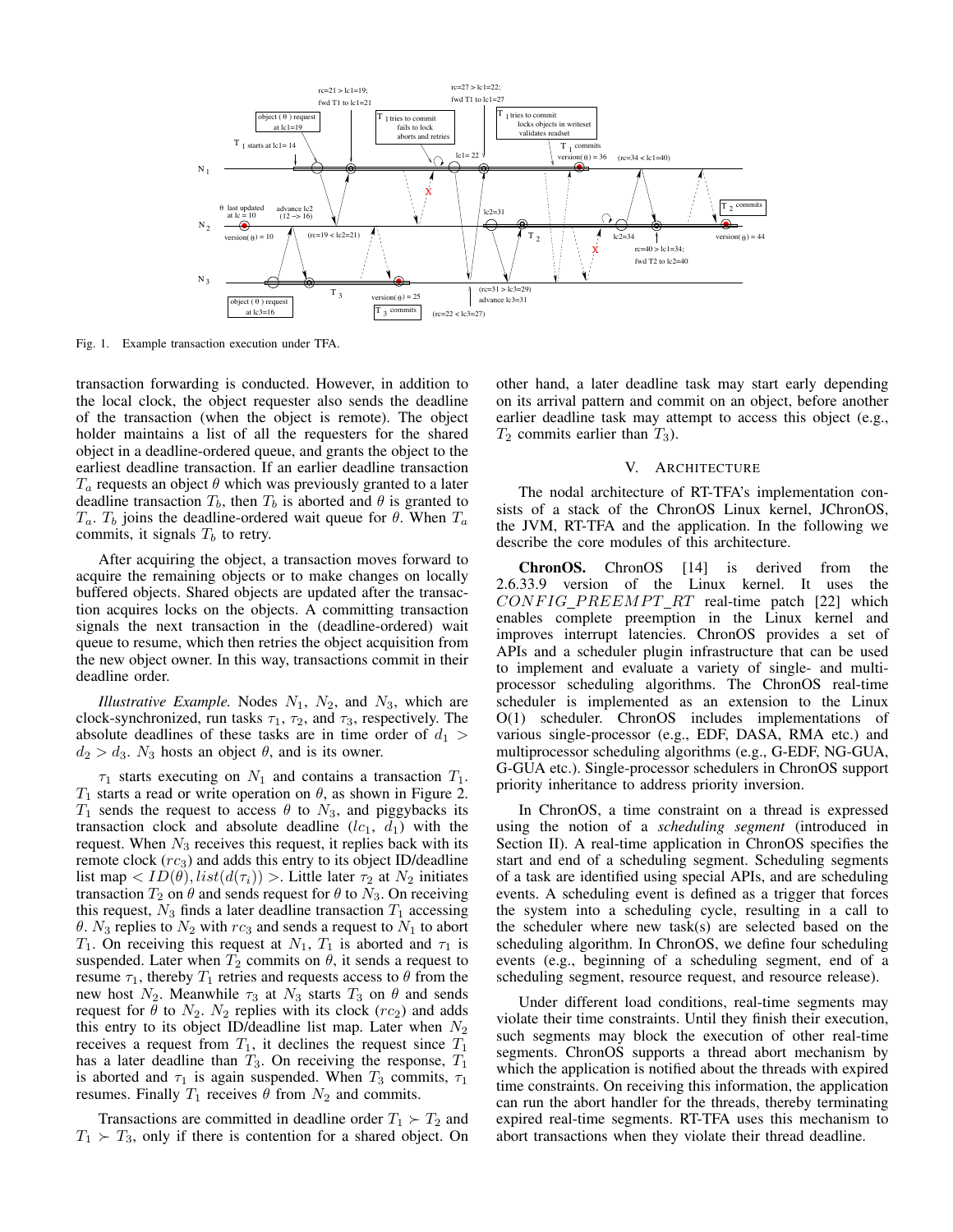Fig. 1. Example transaction execution under TFA.

transaction forwarding is conducted. However, in addition to the local clock, the object requester also sends the deadline of the transaction (when the object is remote). The object holder maintains a list of all the requesters for the shared object in a deadline-ordered queue, and grants the object to the earliest deadline transaction. If an earlier deadline transaction $T_a$ requests an object $\theta$ which was previously granted to a later deadline transaction $T_b$, then $T_b$ is aborted and $\theta$ is granted to $T_a$. $T_b$ joins the deadline-ordered wait queue for $\theta$. When $T_a$ commits, it signals $T_b$ to retry.

After acquiring the object, a transaction moves forward to acquire the remaining objects or to make changes on locally buffered objects. Shared objects are updated after the transaction acquires locks on the objects. A committing transaction signals the next transaction in the (deadline-ordered) wait queue to resume, which then retries the object acquisition from the new object owner. In this way, transactions commit in their deadline order.

*Illustrative Example.* Nodes $N_1$, $N_2$, and $N_3$, which are clock-synchronized, run tasks $\tau_1$, $\tau_2$, and $\tau_3$, respectively. The absolute deadlines of these tasks are in time order of $d_1 > d_2 > d_3$. $N_3$ hosts an object $\theta$, and is its owner.

$\tau_1$ starts executing on $N_1$ and contains a transaction $T_1$. $T_1$ starts a read or write operation on $\theta$, as shown in Figure 2. $T_1$ sends the request to access $\theta$ to $N_3$, and piggybacks its transaction clock and absolute deadline ($lc_1$, $d_1$) with the request. When $N_3$ receives this request, it replies back with its remote clock ($rc_3$) and adds this entry to its object ID/deadline list map $< ID(\theta), list(d(\tau_i)) >$. Little later $\tau_2$ at $N_2$ initiates transaction $T_2$ on $\theta$ and sends request for $\theta$ to $N_3$. On receiving this request, $N_3$ finds a later deadline transaction $T_1$ accessing $\theta$. $N_3$ replies to $N_2$ with $rc_3$ and sends a request to $N_1$ to abort $T_1$. On receiving this request at $N_1$, $T_1$ is aborted and $\tau_1$ is suspended. Later when $T_2$ commits on $\theta$, it sends a request to resume $\tau_1$, thereby $T_1$ retries and requests access to $\theta$ from the new host $N_2$. Meanwhile $\tau_3$ at $N_3$ starts $T_3$ on $\theta$ and sends request for $\theta$ to $N_2$. $N_2$ replies with its clock ($rc_2$) and adds this entry to its object ID/deadline list map. Later when $N_2$ receives a request from $T_1$, it declines the request since $T_1$ has a later deadline than $T_3$. On receiving the response, $T_1$ is aborted and $\tau_1$ is again suspended. When $T_3$ commits, $\tau_1$ resumes. Finally $T_1$ receives $\theta$ from $N_2$ and commits.

Transactions are committed in deadline order $T_1 \succ T_2$ and $T_1 \succ T_3$, only if there is contention for a shared object. On other hand, a later deadline task may start early depending on its arrival pattern and commit on an object, before another earlier deadline task may attempt to access this object (e.g., $T_2$ commits earlier than $T_3$).

## V. Architecture

The nodal architecture of RT-TFA's implementation consists of a stack of the ChronOS Linux kernel, JChronOS, the JVM, RT-TFA and the application. In the following we describe the core modules of this architecture.

**ChronOS.** ChronOS [14] is derived from the 2.6.33.9 version of the Linux kernel. It uses the $CONFIG\_PREEMPT\_RT$ real-time patch [22] which enables complete preemption in the Linux kernel and improves interrupt latencies. ChronOS provides a set of APIs and a scheduler plugin infrastructure that can be used to implement and evaluate a variety of single- and multiprocessor scheduling algorithms. The ChronOS real-time scheduler is implemented as an extension to the Linux O(1) scheduler. ChronOS includes implementations of various single-processor (e.g., EDF, DASA, RMA etc.) and multiprocessor scheduling algorithms (e.g., G-EDF, NG-GUA, G-GUA etc.). Single-processor schedulers in ChronOS support priority inheritance to address priority inversion.

In ChronOS, a time constraint on a thread is expressed using the notion of a *scheduling segment* (introduced in Section II). A real-time application in ChronOS specifies the start and end of a scheduling segment. Scheduling segments of a task are identified using special APIs, and are scheduling events. A scheduling event is defined as a trigger that forces the system into a scheduling cycle, resulting in a call to the scheduler where new task(s) are selected based on the scheduling algorithm. In ChronOS, we define four scheduling events (e.g., beginning of a scheduling segment, end of a scheduling segment, resource request, and resource release).

Under different load conditions, real-time segments may violate their time constraints. Until they finish their execution, such segments may block the execution of other real-time segments. ChronOS supports a thread abort mechanism by which the application is notified about the threads with expired time constraints. On receiving this information, the application can run the abort handler for the threads, thereby terminating expired real-time segments. RT-TFA uses this mechanism to abort transactions when they violate their thread deadline.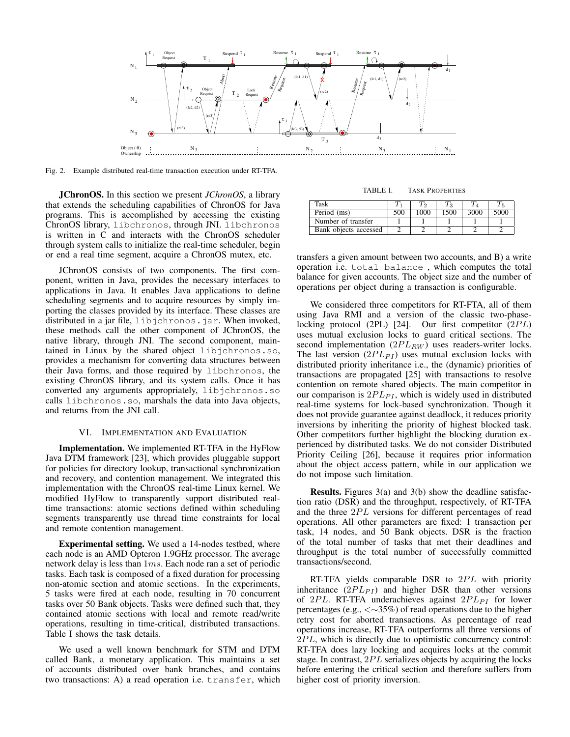Fig. 2. Example distributed real-time transaction execution under RT-TFA.

**JChronOS.** In this section we present *JChronOS*, a library that extends the scheduling capabilities of ChronOS for Java programs. This is accomplished by accessing the existing ChronOS library, `libchronos`, through JNI. `libchronos` is written in C and interacts with the ChronOS scheduler through system calls to initialize the real-time scheduler, begin or end a real time segment, acquire a ChronOS mutex, etc.

JChronOS consists of two components. The first component, written in Java, provides the necessary interfaces to applications in Java. It enables Java applications to define scheduling segments and to acquire resources by simply importing the classes provided by its interface. These classes are distributed in a jar file, `libjchronos.jar`. When invoked, these methods call the other component of JChronOS, the native library, through JNI. The second component, maintained in Linux by the shared object `libjchronos.so`, provides a mechanism for converting data structures between their Java forms, and those required by `libchronos`, the existing ChronOS library, and its system calls. Once it has converted any arguments appropriately, `libjchronos.so` calls `libchronos.so`, marshals the data into Java objects, and returns from the JNI call.

## VI. Implementation and Evaluation

**Implementation.** We implemented RT-TFA in the HyFlow Java DTM framework [23], which provides pluggable support for policies for directory lookup, transactional synchronization and recovery, and contention management. We integrated this implementation with the ChronOS real-time Linux kernel. We modified HyFlow to transparently support distributed real-time transactions: atomic sections defined within scheduling segments transparently use thread time constraints for local and remote contention management.

**Experimental setting.** We used a 14-nodes testbed, where each node is an AMD Opteron 1.9GHz processor. The average network delay is less than $1ms$. Each node ran a set of periodic tasks. Each task is composed of a fixed duration for processing non-atomic section and atomic sections. In the experiments, 5 tasks were fired at each node, resulting in 70 concurrent tasks over 50 Bank objects. Tasks were defined such that, they contained atomic sections with local and remote read/write operations, resulting in time-critical, distributed transactions. Table I shows the task details.

We used a well known benchmark for STM and DTM called Bank, a monetary application. This maintains a set of accounts distributed over bank branches, and contains two transactions: A) a read operation i.e. `transfer`, which transfers a given amount between two accounts, and B) a write operation i.e. `total balance` , which computes the total balance for given accounts. The object size and the number of operations per object during a transaction is configurable.

TABLE I. Task Properties

| Task | $T_1$ | $T_2$ | $T_3$ | $T_4$ | $T_5$ |
|---|---|---|---|---|---|
| Period (ms) | 500 | 1000 | 1500 | 3000 | 5000 |
| Number of transfer | 1 | 1 | 1 | 1 | 1 |
| Bank objects accessed | 2 | 2 | 2 | 2 | 2 |

We considered three competitors for RT-FTA, all of them using Java RMI and a version of the classic two-phase-locking protocol (2PL) [24]. Our first competitor ($2PL$) uses mutual exclusion locks to guard critical sections. The second implementation ($2PL_{RW}$) uses readers-writer locks. The last version ($2PL_{PI}$) uses mutual exclusion locks with distributed priority inheritance i.e., the (dynamic) priorities of transactions are propagated [25] with transactions to resolve contention on remote shared objects. The main competitor in our comparison is $2PL_{PI}$, which is widely used in distributed real-time systems for lock-based synchronization. Though it does not provide guarantee against deadlock, it reduces priority inversions by inheriting the priority of highest blocked task. Other competitors further highlight the blocking duration experienced by distributed tasks. We do not consider Distributed Priority Ceiling [26], because it requires prior information about the object access pattern, while in our application we do not impose such limitation.

**Results.** Figures 3(a) and 3(b) show the deadline satisfaction ratio (DSR) and the throughput, respectively, of RT-TFA and the three $2PL$ versions for different percentages of read operations. All other parameters are fixed: 1 transaction per task, 14 nodes, and 50 Bank objects. DSR is the fraction of the total number of tasks that met their deadlines and throughput is the total number of successfully committed transactions/second.

RT-TFA yields comparable DSR to $2PL$ with priority inheritance ($2PL_{PI}$) and higher DSR than other versions of $2PL$. RT-TFA underachieves against $2PL_{PI}$ for lower percentages (e.g., $<\sim$35%) of read operations due to the higher retry cost for aborted transactions. As percentage of read operations increase, RT-TFA outperforms all three versions of $2PL$, which is directly due to optimistic concurrency control: RT-TFA does lazy locking and acquires locks at the commit stage. In contrast, $2PL$ serializes objects by acquiring the locks before entering the critical section and therefore suffers from higher cost of priority inversion.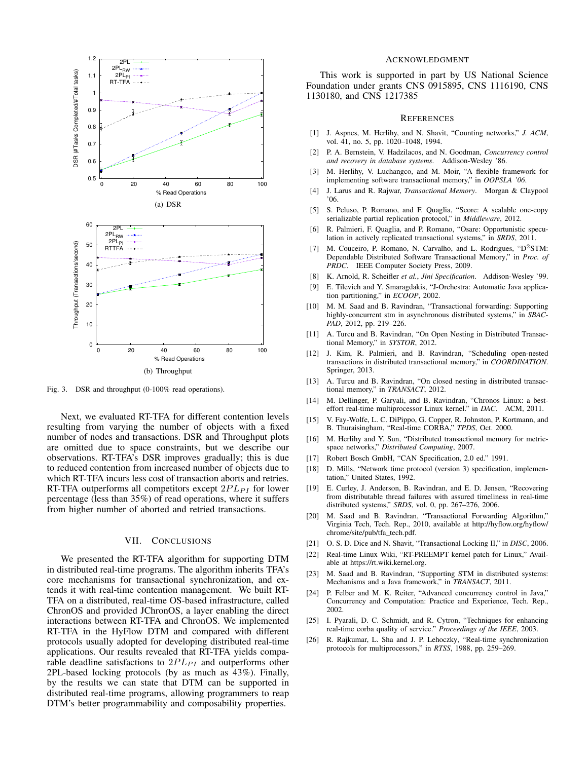1.2
1.1
1
0.9
0.8
0.7
0.6
0.5

DSR (#Tasks Completed/#Total tasks)

2PL
$2PL_{RW}$
$2PL_{PI}$
RT-TFA

0 20 40 60 80 100

% Read Operations

(a) DSR

60
50
40
30
20
10
0

Throughput (Transactions/second)

2PL
$2PL_{RW}$
$2PL_{PI}$
RTTFA

0 20 40 60 80 100

% Read Operations

(b) Throughput

Fig. 3. DSR and throughput (0-100% read operations).

Next, we evaluated RT-TFA for different contention levels resulting from varying the number of objects with a fixed number of nodes and transactions. DSR and Throughput plots are omitted due to space constraints, but we describe our observations. RT-TFA's DSR improves gradually; this is due to reduced contention from increased number of objects due to which RT-TFA incurs less cost of transaction aborts and retries. RT-TFA outperforms all competitors except $2PL_{PI}$ for lower percentage (less than 35%) of read operations, where it suffers from higher number of aborted and retried transactions.

## VII. Conclusions

We presented the RT-TFA algorithm for supporting DTM in distributed real-time programs. The algorithm inherits TFA's core mechanisms for transactional synchronization, and extends it with real-time contention management. We built RT-TFA on a distributed, real-time OS-based infrastructure, called ChronOS and provided JChronOS, a layer enabling the direct interactions between RT-TFA and ChronOS. We implemented RT-TFA in the HyFlow DTM and compared with different protocols usually adopted for developing distributed real-time applications. Our results revealed that RT-TFA yields comparable deadline satisfactions to $2PL_{PI}$ and outperforms other 2PL-based locking protocols (by as much as 43%). Finally, by the results we can state that DTM can be supported in distributed real-time programs, allowing programmers to reap DTM's better programmability and composability properties.

## Acknowledgment

This work is supported in part by US National Science Foundation under grants CNS 0915895, CNS 1116190, CNS 1130180, and CNS 1217385

## References

[1] J. Aspnes, M. Herlihy, and N. Shavit, "Counting networks," *J. ACM*, vol. 41, no. 5, pp. 1020–1048, 1994.

[2] P. A. Bernstein, V. Hadzilacos, and N. Goodman, *Concurrency control and recovery in database systems*. Addison-Wesley '86.

[3] M. Herlihy, V. Luchangco, and M. Moir, "A flexible framework for implementing software transactional memory," in *OOPSLA '06*.

[4] J. Larus and R. Rajwar, *Transactional Memory*. Morgan & Claypool '06.

[5] S. Peluso, P. Romano, and F. Quaglia, "Score: A scalable one-copy serializable partial replication protocol," in *Middleware*, 2012.

[6] R. Palmieri, F. Quaglia, and P. Romano, "Osare: Opportunistic speculation in actively replicated transactional systems," in *SRDS*, 2011.

[7] M. Couceiro, P. Romano, N. Carvalho, and L. Rodrigues, "D$^2$STM: Dependable Distributed Software Transactional Memory," in *Proc. of PRDC*. IEEE Computer Society Press, 2009.

[8] K. Arnold, R. Scheifler *et al.*, *Jini Specification*. Addison-Wesley '99.

[9] E. Tilevich and Y. Smaragdakis, "J-Orchestra: Automatic Java application partitioning," in *ECOOP*, 2002.

[10] M. M. Saad and B. Ravindran, "Transactional forwarding: Supporting highly-concurrent stm in asynchronous distributed systems," in *SBAC-PAD*, 2012, pp. 219–226.

[11] A. Turcu and B. Ravindran, "On Open Nesting in Distributed Transactional Memory," in *SYSTOR*, 2012.

[12] J. Kim, R. Palmieri, and B. Ravindran, "Scheduling open-nested transactions in distributed transactional memory," in *COORDINATION*. Springer, 2013.

[13] A. Turcu and B. Ravindran, "On closed nesting in distributed transactional memory," in *TRANSACT*, 2012.

[14] M. Dellinger, P. Garyali, and B. Ravindran, "Chronos Linux: a best-effort real-time multiprocessor Linux kernel." in *DAC*. ACM, 2011.

[15] V. Fay-Wolfe, L. C. DiPippo, G. Cooper, R. Johnston, P. Kortmann, and B. Thuraisingham, "Real-time CORBA," *TPDS*, Oct. 2000.

[16] M. Herlihy and Y. Sun, "Distributed transactional memory for metric-space networks," *Distributed Computing*, 2007.

[17] Robert Bosch GmbH, "CAN Specification, 2.0 ed." 1991.

[18] D. Mills, "Network time protocol (version 3) specification, implementation," United States, 1992.

[19] E. Curley, J. Anderson, B. Ravindran, and E. D. Jensen, "Recovering from distributable thread failures with assured timeliness in real-time distributed systems," *SRDS*, vol. 0, pp. 267–276, 2006.

[20] M. Saad and B. Ravindran, "Transactional Forwarding Algorithm," Virginia Tech, Tech. Rep., 2010, available at http://hyflow.org/hyflow/chrome/site/pub/tfa_tech.pdf.

[21] O. S. D. Dice and N. Shavit, "Transactional Locking II," in *DISC*, 2006.

[22] Real-time Linux Wiki, "RT-PREEMPT kernel patch for Linux," Available at https://rt.wiki.kernel.org.

[23] M. Saad and B. Ravindran, "Supporting STM in distributed systems: Mechanisms and a Java framework," in *TRANSACT*, 2011.

[24] P. Felber and M. K. Reiter, "Advanced concurrency control in Java," Concurrency and Computation: Practice and Experience, Tech. Rep., 2002.

[25] I. Pyarali, D. C. Schmidt, and R. Cytron, "Techniques for enhancing real-time corba quality of service." *Proceedings of the IEEE*, 2003.

[26] R. Rajkumar, L. Sha and J. P. Lehoczky, "Real-time synchronization protocols for multiprocessors," in *RTSS*, 1988, pp. 259–269.